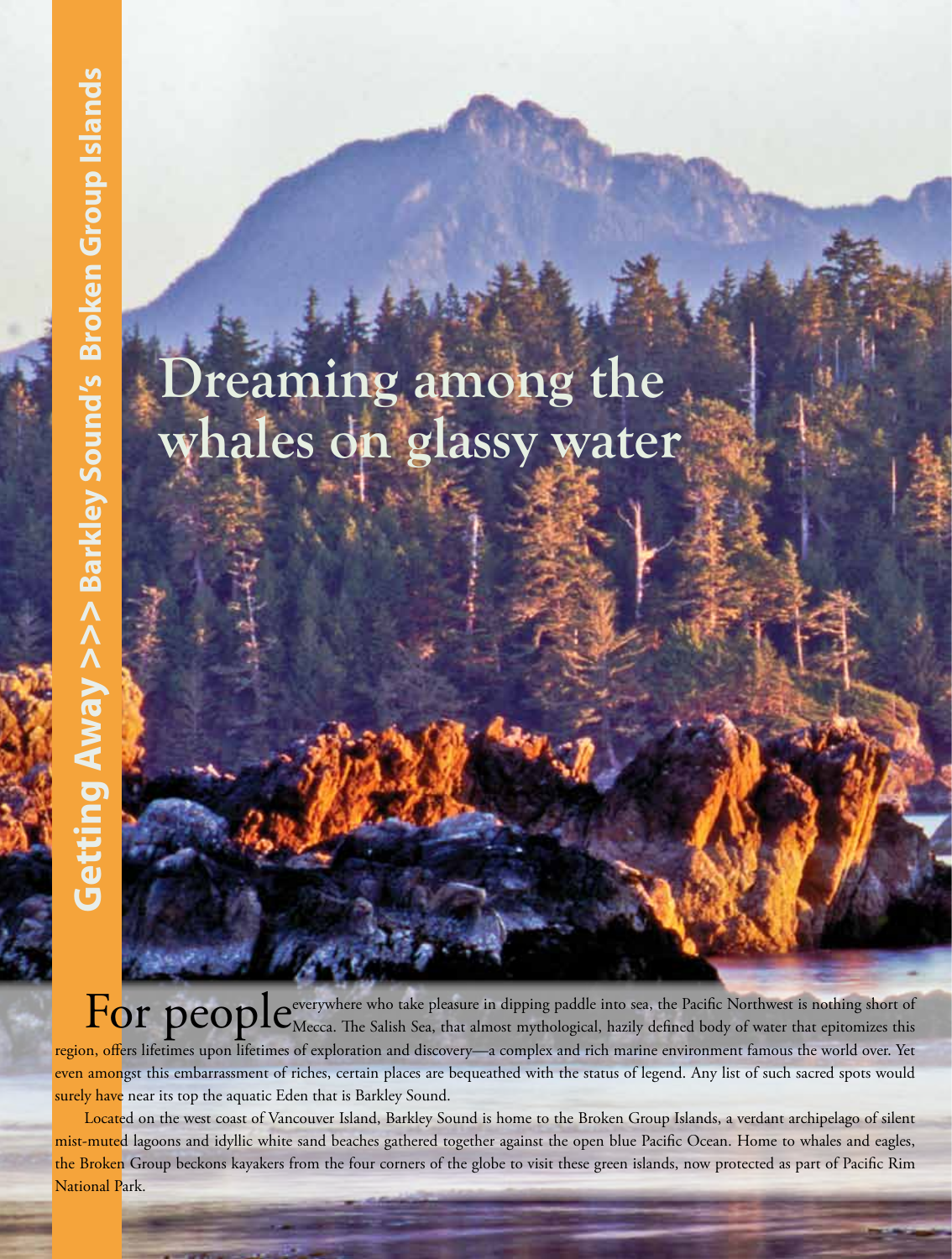Getting Away >>> Barkley Sound's Broken Group Islands

# Dreaming among the whales on glassy water

For people everywhere who take pleasure in dipping paddle into sea, the Pacific Northwest is nothing short of Mecca. The Salish Sea, that almost mythological, hazily defined body of water that epitomizes this region, offers lifetimes upon lifetimes of exploration and discovery—a complex and rich marine environment famous the world over. Yet even amongst this embarrassment of riches, certain places are bequeathed with the status of legend. Any list of such sacred spots would surely have near its top the aquatic Eden that is Barkley Sound.

Located on the west coast of Vancouver Island, Barkley Sound is home to the Broken Group Islands, a verdant archipelago of silent mist-muted lagoons and idyllic white sand beaches gathered together against the open blue Pacific Ocean. Home to whales and eagles, the Broken Group beckons kayakers from the four corners of the globe to visit these green islands, now protected as part of Pacific Rim National Park.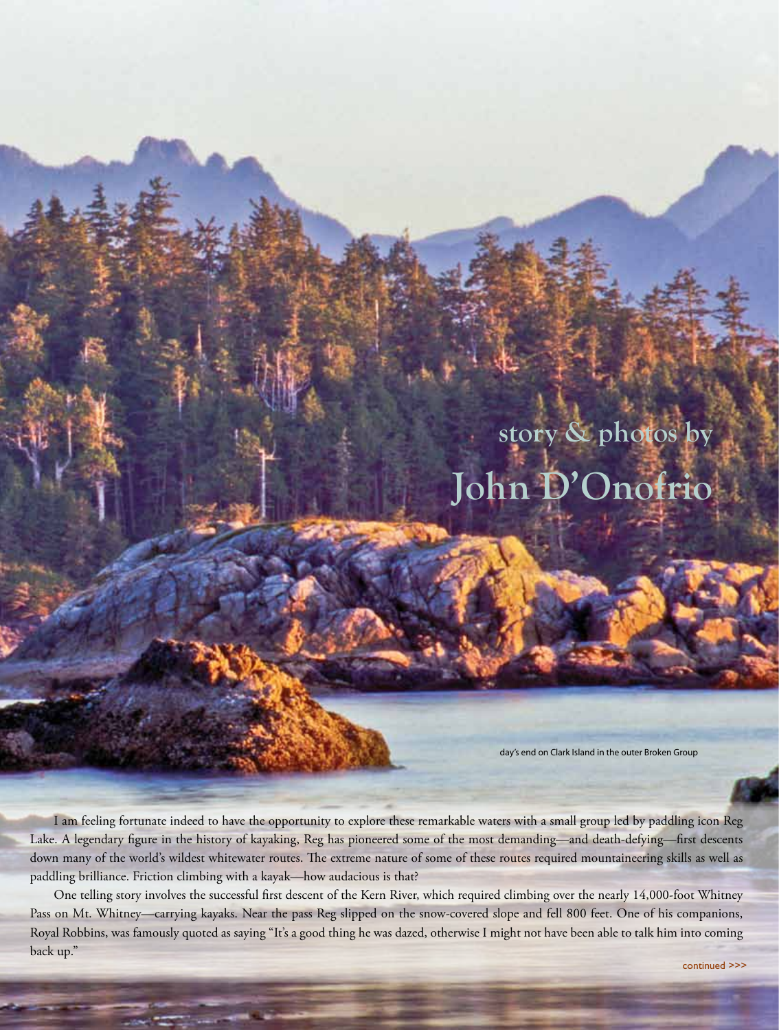story & photos by
John D'Onofrio

day's end on Clark Island in the outer Broken Group

I am feeling fortunate indeed to have the opportunity to explore these remarkable waters with a small group led by paddling icon Reg Lake. A legendary figure in the history of kayaking, Reg has pioneered some of the most demanding—and death-defying—first descents down many of the world's wildest whitewater routes. The extreme nature of some of these routes required mountaineering skills as well as paddling brilliance. Friction climbing with a kayak—how audacious is that?

One telling story involves the successful first descent of the Kern River, which required climbing over the nearly 14,000-foot Whitney Pass on Mt. Whitney—carrying kayaks. Near the pass Reg slipped on the snow-covered slope and fell 800 feet. One of his companions, Royal Robbins, was famously quoted as saying "It's a good thing he was dazed, otherwise I might not have been able to talk him into coming back up."

continued >>>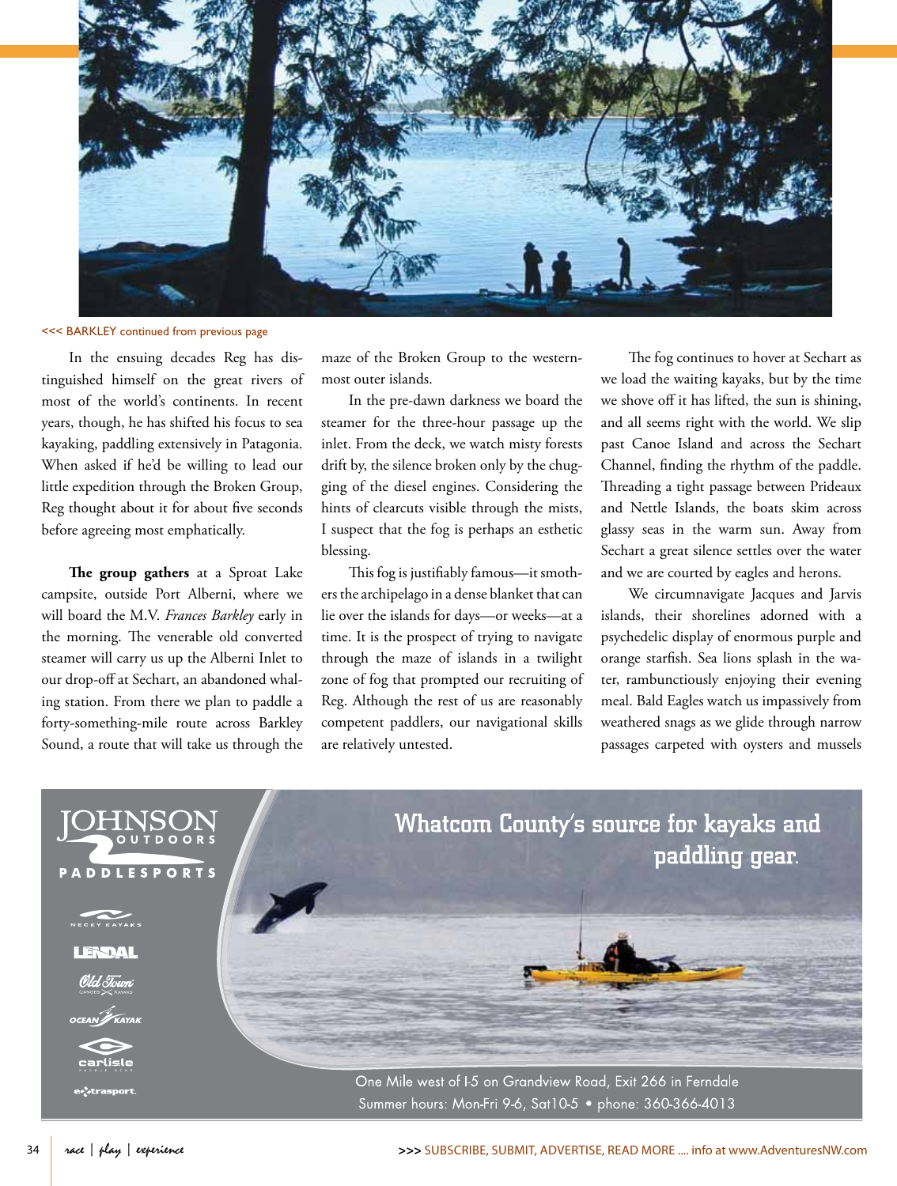<<< BARKLEY continued from previous page

In the ensuing decades Reg has distinguished himself on the great rivers of most of the world's continents. In recent years, though, he has shifted his focus to sea kayaking, paddling extensively in Patagonia. When asked if he'd be willing to lead our little expedition through the Broken Group, Reg thought about it for about five seconds before agreeing most emphatically.

**The group gathers** at a Sproat Lake campsite, outside Port Alberni, where we will board the M.V. *Frances Barkley* early in the morning. The venerable old converted steamer will carry us up the Alberni Inlet to our drop-off at Sechart, an abandoned whaling station. From there we plan to paddle a forty-something-mile route across Barkley Sound, a route that will take us through the maze of the Broken Group to the westernmost outer islands.

In the pre-dawn darkness we board the steamer for the three-hour passage up the inlet. From the deck, we watch misty forests drift by, the silence broken only by the chugging of the diesel engines. Considering the hints of clearcuts visible through the mists, I suspect that the fog is perhaps an esthetic blessing.

This fog is justifiably famous—it smothers the archipelago in a dense blanket that can lie over the islands for days—or weeks—at a time. It is the prospect of trying to navigate through the maze of islands in a twilight zone of fog that prompted our recruiting of Reg. Although the rest of us are reasonably competent paddlers, our navigational skills are relatively untested.

The fog continues to hover at Sechart as we load the waiting kayaks, but by the time we shove off it has lifted, the sun is shining, and all seems right with the world. We slip past Canoe Island and across the Sechart Channel, finding the rhythm of the paddle. Threading a tight passage between Prideaux and Nettle Islands, the boats skim across glassy seas in the warm sun. Away from Sechart a great silence settles over the water and we are courted by eagles and herons.

We circumnavigate Jacques and Jarvis islands, their shorelines adorned with a psychedelic display of enormous purple and orange starfish. Sea lions splash in the water, rambunctiously enjoying their evening meal. Bald Eagles watch us impassively from weathered snags as we glide through narrow passages carpeted with oysters and mussels

JOHNSON OUTDOORS PADDLESPORTS

NECKY KAYAKS · LENDAL · Old Town CANOES KAYAKS · OCEAN KAYAK · carlisle · extrasport

Whatcom County's source for kayaks and paddling gear.

One Mile west of I-5 on Grandview Road, Exit 266 in Ferndale
Summer hours: Mon-Fri 9-6, Sat10-5 • phone: 360-366-4013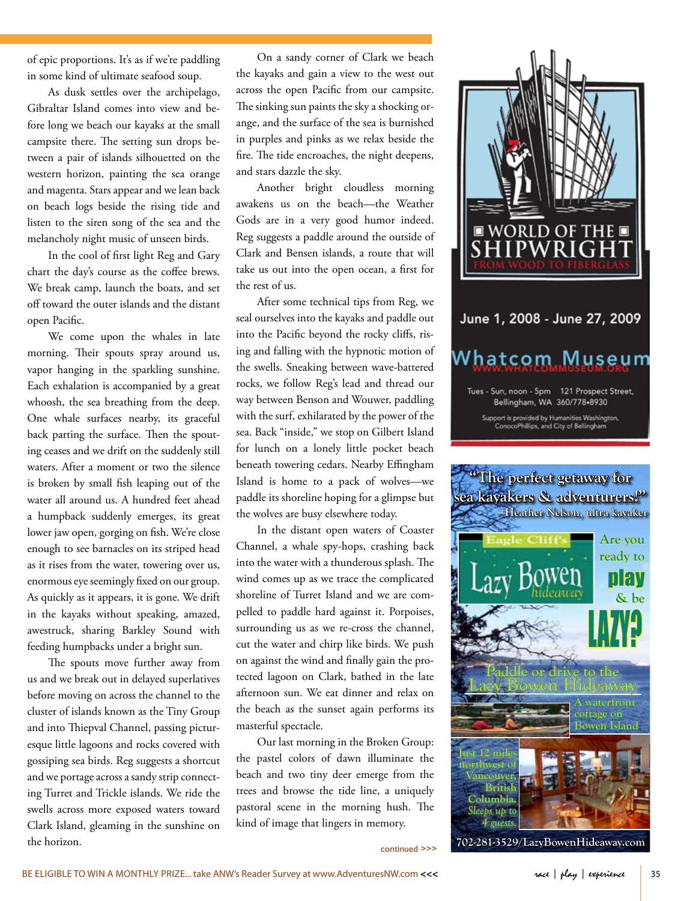of epic proportions. It's as if we're paddling in some kind of ultimate seafood soup.

As dusk settles over the archipelago, Gibraltar Island comes into view and before long we beach our kayaks at the small campsite there. The setting sun drops between a pair of islands silhouetted on the western horizon, painting the sea orange and magenta. Stars appear and we lean back on beach logs beside the rising tide and listen to the siren song of the sea and the melancholy night music of unseen birds.

In the cool of first light Reg and Gary chart the day's course as the coffee brews. We break camp, launch the boats, and set off toward the outer islands and the distant open Pacific.

We come upon the whales in late morning. Their spouts spray around us, vapor hanging in the sparkling sunshine. Each exhalation is accompanied by a great whoosh, the sea breathing from the deep. One whale surfaces nearby, its graceful back parting the surface. Then the spouting ceases and we drift on the suddenly still waters. After a moment or two the silence is broken by small fish leaping out of the water all around us. A hundred feet ahead a humpback suddenly emerges, its great lower jaw open, gorging on fish. We're close enough to see barnacles on its striped head as it rises from the water, towering over us, enormous eye seemingly fixed on our group. As quickly as it appears, it is gone. We drift in the kayaks without speaking, amazed, awestruck, sharing Barkley Sound with feeding humpbacks under a bright sun.

The spouts move further away from us and we break out in delayed superlatives before moving on across the channel to the cluster of islands known as the Tiny Group and into Thiepval Channel, passing picturesque little lagoons and rocks covered with gossiping sea birds. Reg suggests a shortcut and we portage across a sandy strip connecting Turret and Trickle islands. We ride the swells across more exposed waters toward Clark Island, gleaming in the sunshine on the horizon.

On a sandy corner of Clark we beach the kayaks and gain a view to the west out across the open Pacific from our campsite. The sinking sun paints the sky a shocking orange, and the surface of the sea is burnished in purples and pinks as we relax beside the fire. The tide encroaches, the night deepens, and stars dazzle the sky.

Another bright cloudless morning awakens us on the beach—the Weather Gods are in a very good humor indeed. Reg suggests a paddle around the outside of Clark and Bensen islands, a route that will take us out into the open ocean, a first for the rest of us.

After some technical tips from Reg, we seal ourselves into the kayaks and paddle out into the Pacific beyond the rocky cliffs, rising and falling with the hypnotic motion of the swells. Sneaking between wave-battered rocks, we follow Reg's lead and thread our way between Benson and Wouwer, paddling with the surf, exhilarated by the power of the sea. Back "inside," we stop on Gilbert Island for lunch on a lonely little pocket beach beneath towering cedars. Nearby Effingham Island is home to a pack of wolves—we paddle its shoreline hoping for a glimpse but the wolves are busy elsewhere today.

In the distant open waters of Coaster Channel, a whale spy-hops, crashing back into the water with a thunderous splash. The wind comes up as we trace the complicated shoreline of Turret Island and we are compelled to paddle hard against it. Porpoises, surrounding us as we re-cross the channel, cut the water and chirp like birds. We push on against the wind and finally gain the protected lagoon on Clark, bathed in the late afternoon sun. We eat dinner and relax on the beach as the sunset again performs its masterful spectacle.

Our last morning in the Broken Group: the pastel colors of dawn illuminate the beach and two tiny deer emerge from the trees and browse the tide line, a uniquely pastoral scene in the morning hush. The kind of image that lingers in memory.

continued >>>

---

**WORLD OF THE SHIPWRIGHT**
FROM WOOD TO FIBERGLASS

June 1, 2008 - June 27, 2009

**Whatcom Museum**
WWW.WHATCOMMUSEUM.ORG

Tues - Sun, noon - 5pm 121 Prospect Street, Bellingham, WA 360/778•8930

Support is provided by Humanities Washington, ConocoPhillips, and City of Bellingham

---

"The perfect getaway for sea kayakers & adventurers!"
—Heather Nelson, ultra kayaker

Eagle Cliff's **Lazy Bowen** hideaway

Are you ready to **play** & be **LAZY?**

Paddle or drive to the Lazy Bowen Hideaway

A waterfront cottage on Bowen Island

Just 12 miles northwest of Vancouver, British Columbia.
*Sleeps up to 4 guests.*

702-281-3529/LazyBowenHideaway.com

---

BE ELIGIBLE TO WIN A MONTHLY PRIZE... take ANW's Reader Survey at www.AdventuresNW.com <<<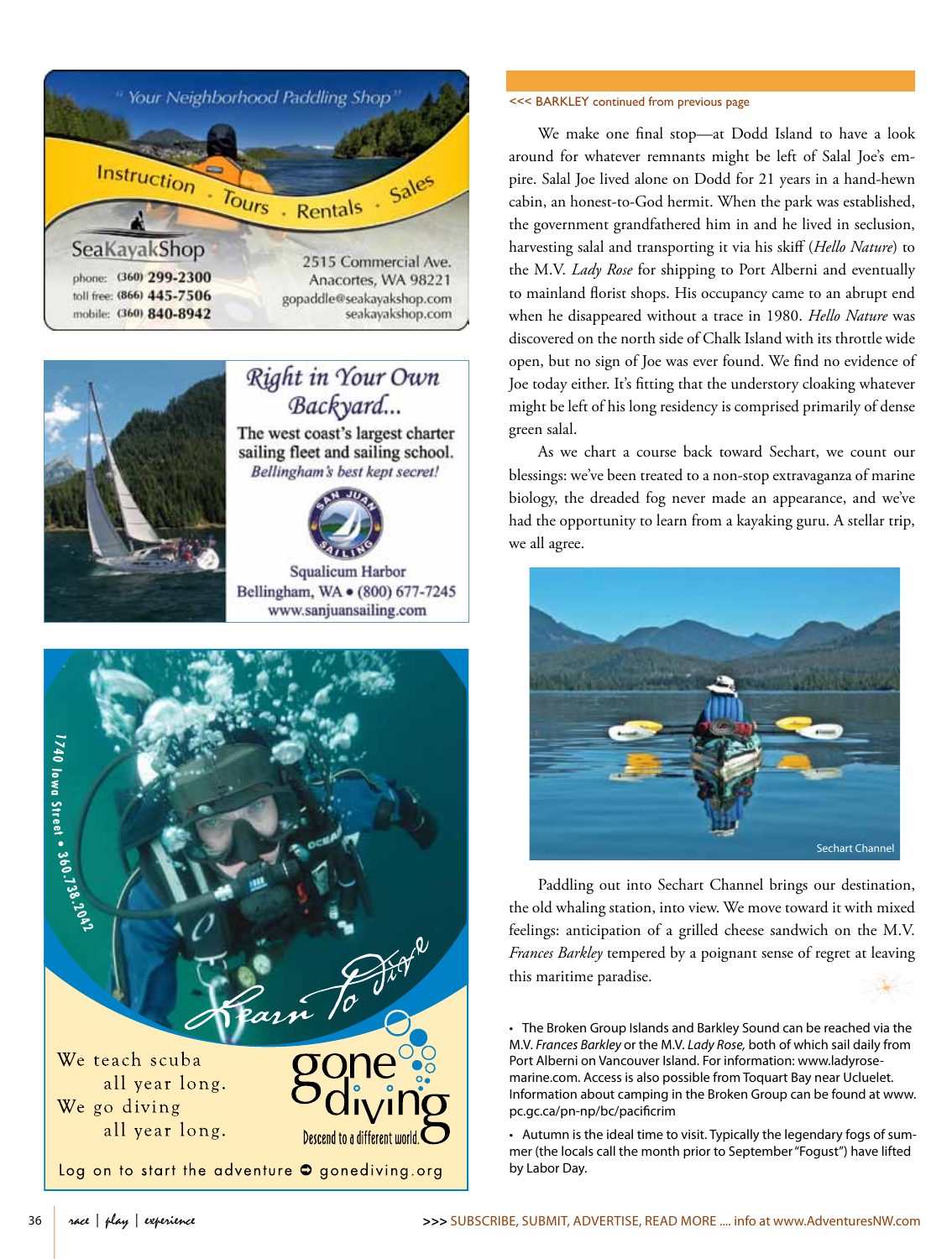"Your Neighborhood Paddling Shop"

Instruction · Tours · Rentals · Sales

SeaKayakShop

phone: (360) 299-2300
toll free: (866) 445-7506
mobile: (360) 840-8942

2515 Commercial Ave.
Anacortes, WA 98221
gopaddle@seakayakshop.com
seakayakshop.com

*Right in Your Own Backyard...*

The west coast's largest charter sailing fleet and sailing school.
*Bellingham's best kept secret!*

San Juan Sailing

Squalicum Harbor
Bellingham, WA • (800) 677-7245
www.sanjuansailing.com

1740 Iowa Street • 360.738.2042

*Learn To Dive*

We teach scuba all year long.
We go diving all year long.

gone diving
Descend to a different world.

Log on to start the adventure ➲ gonediving.org

<<< BARKLEY continued from previous page

We make one final stop—at Dodd Island to have a look around for whatever remnants might be left of Salal Joe's empire. Salal Joe lived alone on Dodd for 21 years in a hand-hewn cabin, an honest-to-God hermit. When the park was established, the government grandfathered him in and he lived in seclusion, harvesting salal and transporting it via his skiff (*Hello Nature*) to the M.V. *Lady Rose* for shipping to Port Alberni and eventually to mainland florist shops. His occupancy came to an abrupt end when he disappeared without a trace in 1980. *Hello Nature* was discovered on the north side of Chalk Island with its throttle wide open, but no sign of Joe was ever found. We find no evidence of Joe today either. It's fitting that the understory cloaking whatever might be left of his long residency is comprised primarily of dense green salal.

As we chart a course back toward Sechart, we count our blessings: we've been treated to a non-stop extravaganza of marine biology, the dreaded fog never made an appearance, and we've had the opportunity to learn from a kayaking guru. A stellar trip, we all agree.

Sechart Channel

Paddling out into Sechart Channel brings our destination, the old whaling station, into view. We move toward it with mixed feelings: anticipation of a grilled cheese sandwich on the M.V. *Frances Barkley* tempered by a poignant sense of regret at leaving this maritime paradise.

- The Broken Group Islands and Barkley Sound can be reached via the M.V. *Frances Barkley* or the M.V. *Lady Rose,* both of which sail daily from Port Alberni on Vancouver Island. For information: www.ladyrose-marine.com. Access is also possible from Toquart Bay near Ucluelet. Information about camping in the Broken Group can be found at www.pc.gc.ca/pn-np/bc/pacificrim
- Autumn is the ideal time to visit. Typically the legendary fogs of summer (the locals call the month prior to September "Fogust") have lifted by Labor Day.